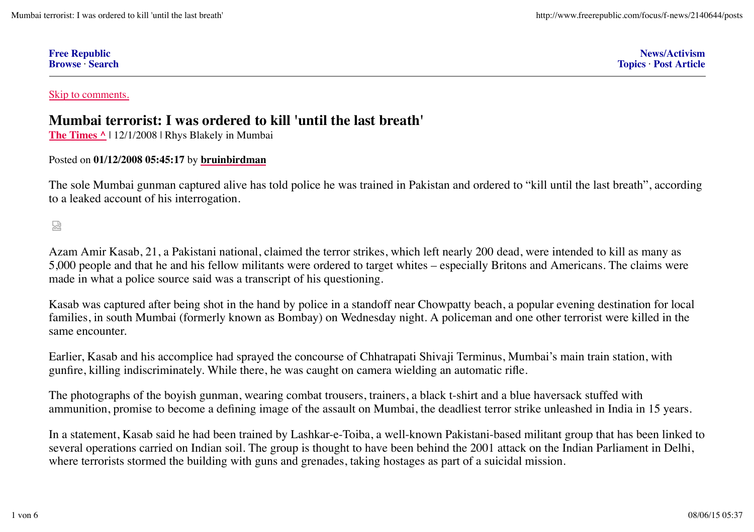**Free Republic**
**Browse · Search**

**News/Activism**
**Topics · Post Article**

---

Skip to comments.

# Mumbai terrorist: I was ordered to kill 'until the last breath'

**The Times ^** | 12/1/2008 | Rhys Blakely in Mumbai

Posted on **01/12/2008 05:45:17** by **bruinbirdman**

The sole Mumbai gunman captured alive has told police he was trained in Pakistan and ordered to "kill until the last breath", according to a leaked account of his interrogation.

Azam Amir Kasab, 21, a Pakistani national, claimed the terror strikes, which left nearly 200 dead, were intended to kill as many as 5,000 people and that he and his fellow militants were ordered to target whites – especially Britons and Americans. The claims were made in what a police source said was a transcript of his questioning.

Kasab was captured after being shot in the hand by police in a standoff near Chowpatty beach, a popular evening destination for local families, in south Mumbai (formerly known as Bombay) on Wednesday night. A policeman and one other terrorist were killed in the same encounter.

Earlier, Kasab and his accomplice had sprayed the concourse of Chhatrapati Shivaji Terminus, Mumbai's main train station, with gunfire, killing indiscriminately. While there, he was caught on camera wielding an automatic rifle.

The photographs of the boyish gunman, wearing combat trousers, trainers, a black t-shirt and a blue haversack stuffed with ammunition, promise to become a defining image of the assault on Mumbai, the deadliest terror strike unleashed in India in 15 years.

In a statement, Kasab said he had been trained by Lashkar-e-Toiba, a well-known Pakistani-based militant group that has been linked to several operations carried on Indian soil. The group is thought to have been behind the 2001 attack on the Indian Parliament in Delhi, where terrorists stormed the building with guns and grenades, taking hostages as part of a suicidal mission.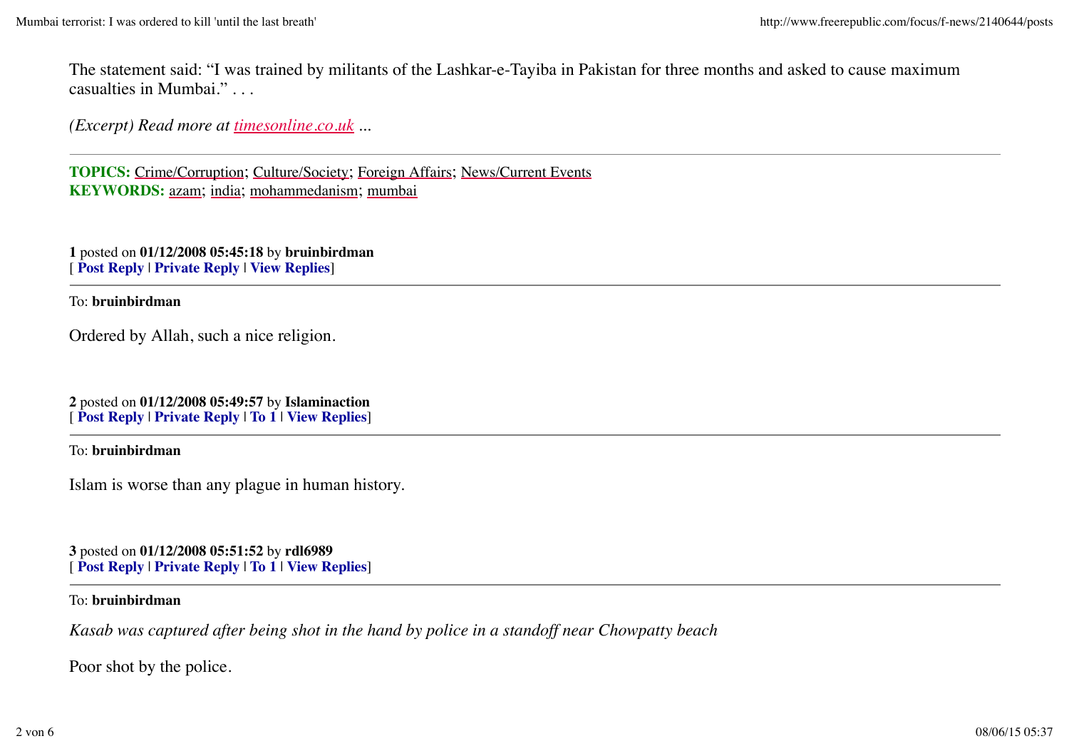The statement said: “I was trained by militants of the Lashkar-e-Tayiba in Pakistan for three months and asked to cause maximum casualties in Mumbai.” . . .

*(Excerpt) Read more at timesonline.co.uk ...*

---

**TOPICS:** Crime/Corruption; Culture/Society; Foreign Affairs; News/Current Events
**KEYWORDS:** azam; india; mohammedanism; mumbai

**1** posted on **01/12/2008 05:45:18** by **bruinbirdman**
[ **Post Reply** | **Private Reply** | **View Replies**]

---

To: **bruinbirdman**

Ordered by Allah, such a nice religion.

**2** posted on **01/12/2008 05:49:57** by **Islaminaction**
[ **Post Reply** | **Private Reply** | **To 1** | **View Replies**]

---

To: **bruinbirdman**

Islam is worse than any plague in human history.

**3** posted on **01/12/2008 05:51:52** by **rdl6989**
[ **Post Reply** | **Private Reply** | **To 1** | **View Replies**]

---

To: **bruinbirdman**

*Kasab was captured after being shot in the hand by police in a standoff near Chowpatty beach*

Poor shot by the police.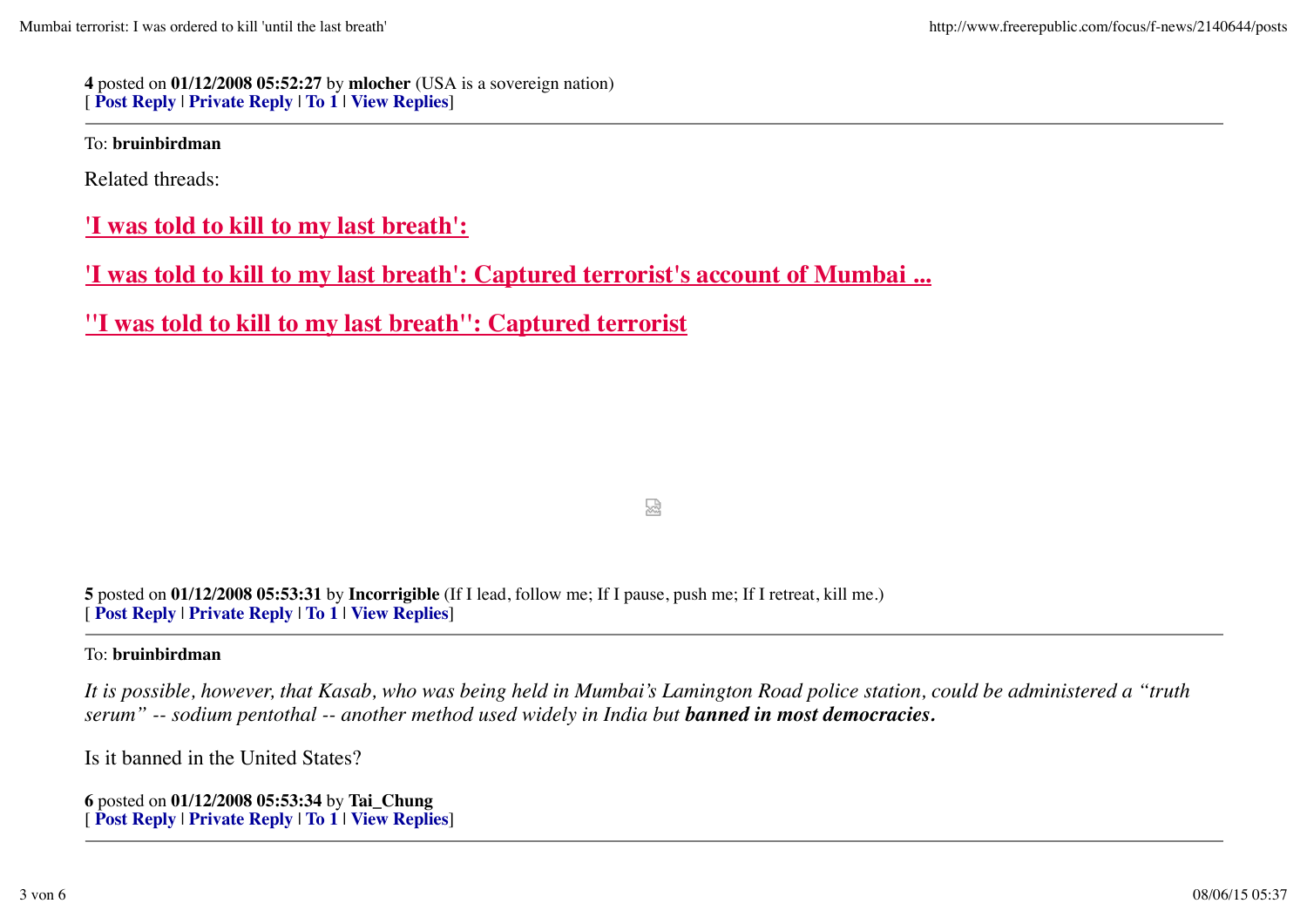**4** posted on **01/12/2008 05:52:27** by **mlocher** (USA is a sovereign nation)
[ **Post Reply** | **Private Reply** | **To 1** | **View Replies**]

---

To: **bruinbirdman**

Related threads:

**'I was told to kill to my last breath':**

**'I was told to kill to my last breath': Captured terrorist's account of Mumbai ...**

**''I was told to kill to my last breath'': Captured terrorist**

**5** posted on **01/12/2008 05:53:31** by **Incorrigible** (If I lead, follow me; If I pause, push me; If I retreat, kill me.)
[ **Post Reply** | **Private Reply** | **To 1** | **View Replies**]

---

To: **bruinbirdman**

*It is possible, however, that Kasab, who was being held in Mumbai's Lamington Road police station, could be administered a "truth serum" -- sodium pentothal -- another method used widely in India but* ***banned in most democracies.***

Is it banned in the United States?

**6** posted on **01/12/2008 05:53:34** by **Tai_Chung**
[ **Post Reply** | **Private Reply** | **To 1** | **View Replies**]

---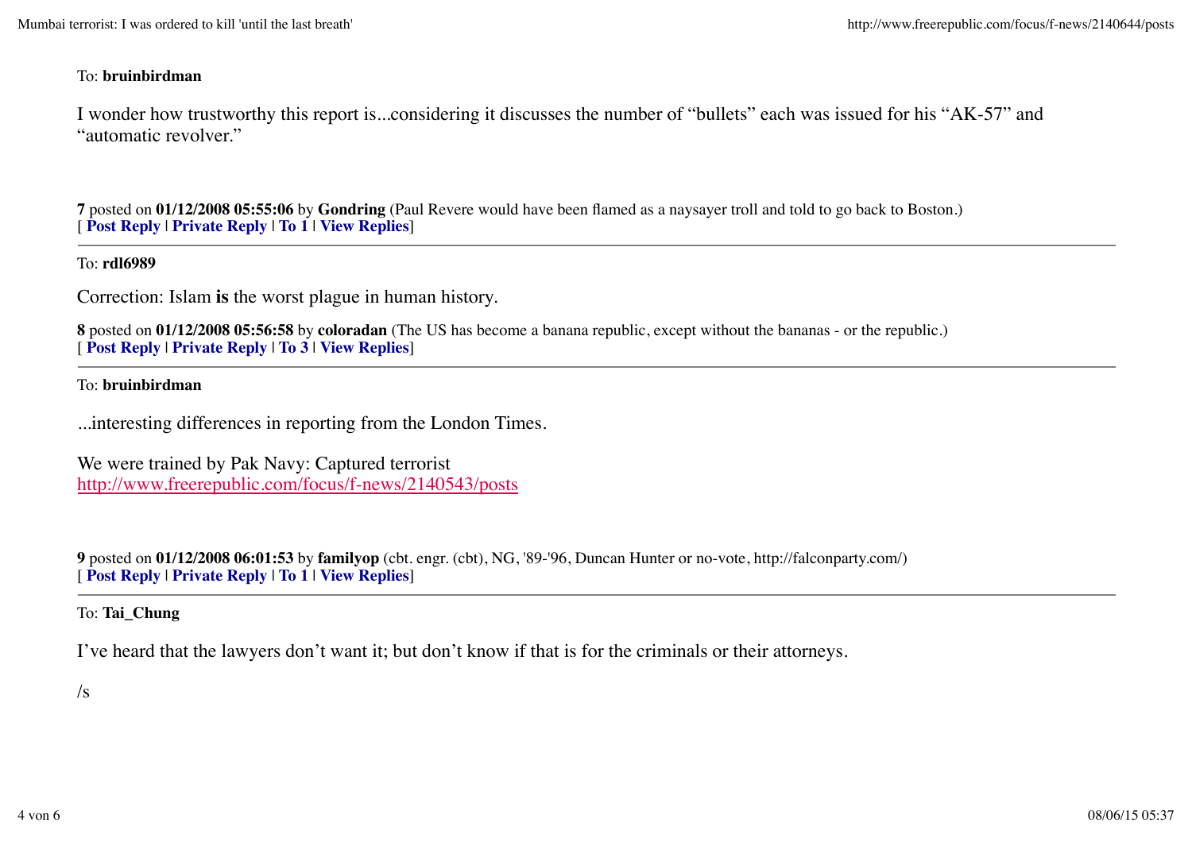To: **bruinbirdman**

I wonder how trustworthy this report is...considering it discusses the number of “bullets” each was issued for his “AK-57” and “automatic revolver.”

**7** posted on **01/12/2008 05:55:06** by **Gondring** (Paul Revere would have been flamed as a naysayer troll and told to go back to Boston.)
[ **Post Reply** | **Private Reply** | **To 1** | **View Replies**]

---

To: **rdl6989**

Correction: Islam **is** the worst plague in human history.

**8** posted on **01/12/2008 05:56:58** by **coloradan** (The US has become a banana republic, except without the bananas - or the republic.)
[ **Post Reply** | **Private Reply** | **To 3** | **View Replies**]

---

To: **bruinbirdman**

...interesting differences in reporting from the London Times.

We were trained by Pak Navy: Captured terrorist
http://www.freerepublic.com/focus/f-news/2140543/posts

**9** posted on **01/12/2008 06:01:53** by **familyop** (cbt. engr. (cbt), NG, '89-'96, Duncan Hunter or no-vote, http://falconparty.com/)
[ **Post Reply** | **Private Reply** | **To 1** | **View Replies**]

---

To: **Tai_Chung**

I’ve heard that the lawyers don’t want it; but don’t know if that is for the criminals or their attorneys.

/s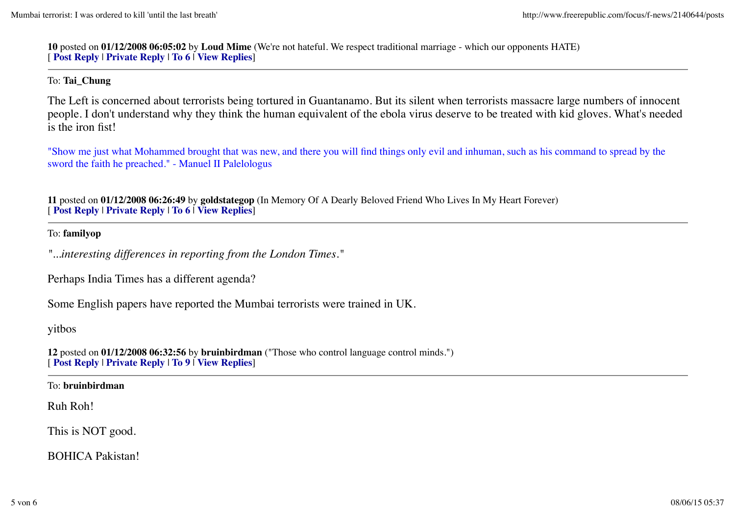**10** posted on **01/12/2008 06:05:02** by **Loud Mime** (We're not hateful. We respect traditional marriage - which our opponents HATE)
[ **Post Reply** | **Private Reply** | **To 6** | **View Replies**]

---

To: **Tai_Chung**

The Left is concerned about terrorists being tortured in Guantanamo. But its silent when terrorists massacre large numbers of innocent people. I don't understand why they think the human equivalent of the ebola virus deserve to be treated with kid gloves. What's needed is the iron fist!

"Show me just what Mohammed brought that was new, and there you will find things only evil and inhuman, such as his command to spread by the sword the faith he preached." - Manuel II Palelologus

**11** posted on **01/12/2008 06:26:49** by **goldstategop** (In Memory Of A Dearly Beloved Friend Who Lives In My Heart Forever)
[ **Post Reply** | **Private Reply** | **To 6** | **View Replies**]

---

To: **familyop**

"*...interesting differences in reporting from the London Times*."

Perhaps India Times has a different agenda?

Some English papers have reported the Mumbai terrorists were trained in UK.

yitbos

**12** posted on **01/12/2008 06:32:56** by **bruinbirdman** ("Those who control language control minds.")
[ **Post Reply** | **Private Reply** | **To 9** | **View Replies**]

---

To: **bruinbirdman**

Ruh Roh!

This is NOT good.

BOHICA Pakistan!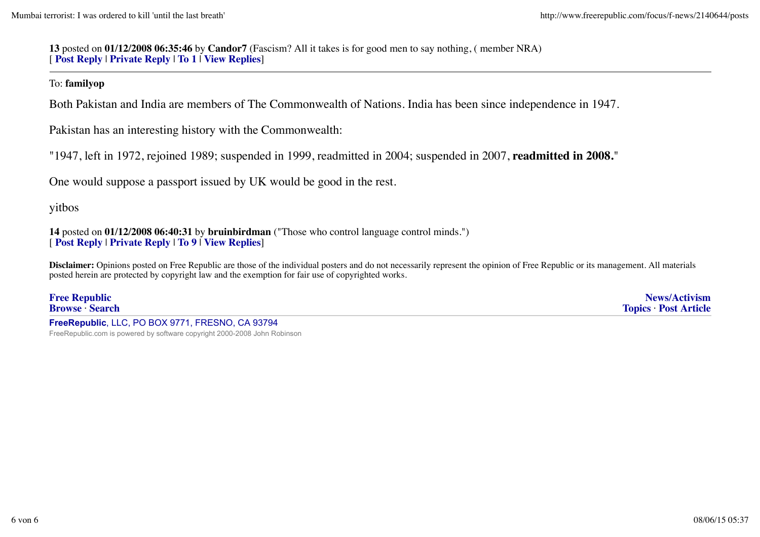**13** posted on **01/12/2008 06:35:46** by **Candor7** (Fascism? All it takes is for good men to say nothing, ( member NRA))
[ **Post Reply** | **Private Reply** | **To 1** | **View Replies**]

---

To: **familyop**

Both Pakistan and India are members of The Commonwealth of Nations. India has been since independence in 1947.

Pakistan has an interesting history with the Commonwealth:

"1947, left in 1972, rejoined 1989; suspended in 1999, readmitted in 2004; suspended in 2007, **readmitted in 2008.**"

One would suppose a passport issued by UK would be good in the rest.

yitbos

**14** posted on **01/12/2008 06:40:31** by **bruinbirdman** ("Those who control language control minds.")
[ **Post Reply** | **Private Reply** | **To 9** | **View Replies**]

**Disclaimer:** Opinions posted on Free Republic are those of the individual posters and do not necessarily represent the opinion of Free Republic or its management. All materials posted herein are protected by copyright law and the exemption for fair use of copyrighted works.

**Free Republic**
**Browse** · **Search**

**News/Activism**
**Topics** · **Post Article**

**FreeRepublic**, LLC, PO BOX 9771, FRESNO, CA 93794
FreeRepublic.com is powered by software copyright 2000-2008 John Robinson